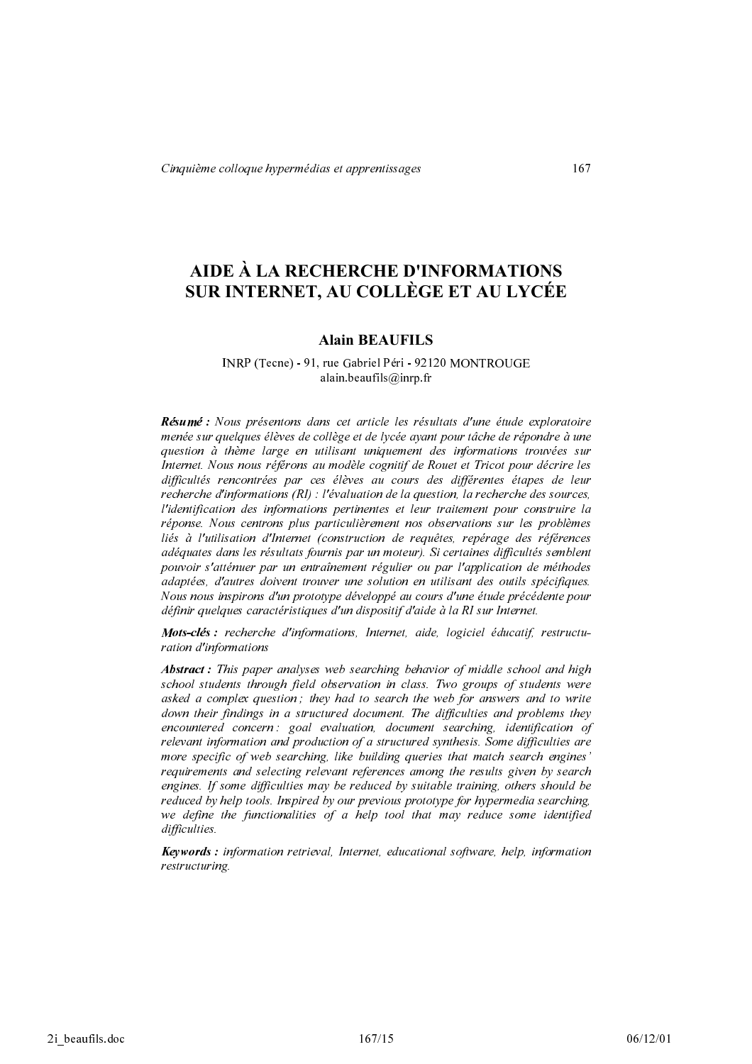# AIDE À LA RECHERCHE D'INFORMATIONS SUR INTERNET, AU COLLÈGE ET AU LYCÉE

**Alain BEAUFILS**

INRP (Tecne) - 91, rue Gabriel Péri - 92120 MONTROUGE
alain.beaufils@inrp.fr

***Résumé :*** *Nous présentons dans cet article les résultats d'une étude exploratoire menée sur quelques élèves de collège et de lycée ayant pour tâche de répondre à une question à thème large en utilisant uniquement des informations trouvées sur Internet. Nous nous référons au modèle cognitif de Rouet et Tricot pour décrire les difficultés rencontrées par ces élèves au cours des différentes étapes de leur recherche d'informations (RI) : l'évaluation de la question, la recherche des sources, l'identification des informations pertinentes et leur traitement pour construire la réponse. Nous centrons plus particulièrement nos observations sur les problèmes liés à l'utilisation d'Internet (construction de requêtes, repérage des références adéquates dans les résultats fournis par un moteur). Si certaines difficultés semblent pouvoir s'atténuer par un entraînement régulier ou par l'application de méthodes adaptées, d'autres doivent trouver une solution en utilisant des outils spécifiques. Nous nous inspirons d'un prototype développé au cours d'une étude précédente pour définir quelques caractéristiques d'un dispositif d'aide à la RI sur Internet.*

***Mots-clés :*** *recherche d'informations, Internet, aide, logiciel éducatif, restructuration d'informations*

***Abstract :*** *This paper analyses web searching behavior of middle school and high school students through field observation in class. Two groups of students were asked a complex question ; they had to search the web for answers and to write down their findings in a structured document. The difficulties and problems they encountered concern : goal evaluation, document searching, identification of relevant information and production of a structured synthesis. Some difficulties are more specific of web searching, like building queries that match search engines' requirements and selecting relevant references among the results given by search engines. If some difficulties may be reduced by suitable training, others should be reduced by help tools. Inspired by our previous prototype for hypermedia searching, we define the functionalities of a help tool that may reduce some identified difficulties.*

***Keywords :*** *information retrieval, Internet, educational software, help, information restructuring.*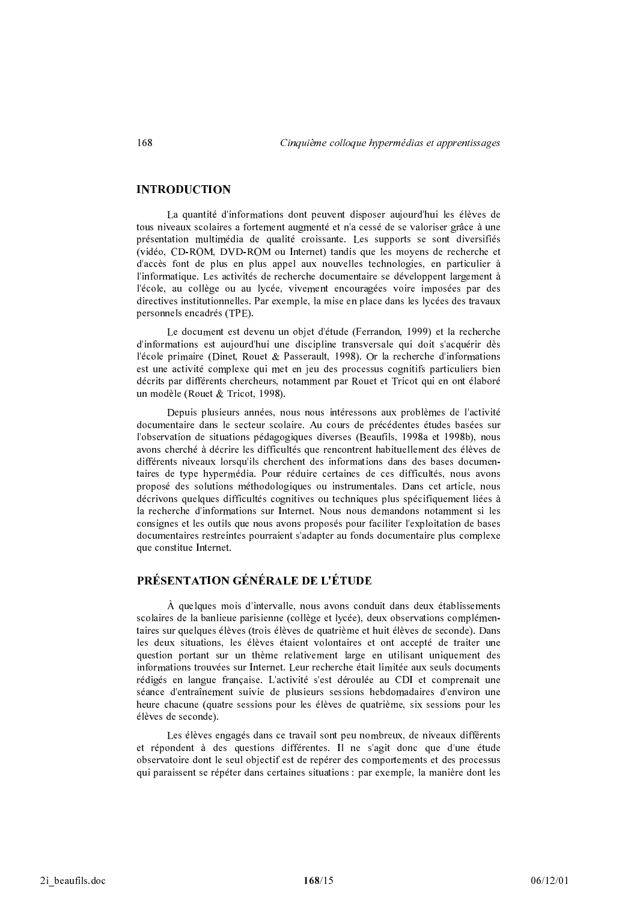## INTRODUCTION

La quantité d'informations dont peuvent disposer aujourd'hui les élèves de tous niveaux scolaires a fortement augmenté et n'a cessé de se valoriser grâce à une présentation multimédia de qualité croissante. Les supports se sont diversifiés (vidéo, CD-ROM, DVD-ROM ou Internet) tandis que les moyens de recherche et d'accès font de plus en plus appel aux nouvelles technologies, en particulier à l'informatique. Les activités de recherche documentaire se développent largement à l'école, au collège ou au lycée, vivement encouragées voire imposées par des directives institutionnelles. Par exemple, la mise en place dans les lycées des travaux personnels encadrés (TPE).

Le document est devenu un objet d'étude (Ferrandon, 1999) et la recherche d'informations est aujourd'hui une discipline transversale qui doit s'acquérir dès l'école primaire (Dinet, Rouet & Passerault, 1998). Or la recherche d'informations est une activité complexe qui met en jeu des processus cognitifs particuliers bien décrits par différents chercheurs, notamment par Rouet et Tricot qui en ont élaboré un modèle (Rouet & Tricot, 1998).

Depuis plusieurs années, nous nous intéressons aux problèmes de l'activité documentaire dans le secteur scolaire. Au cours de précédentes études basées sur l'observation de situations pédagogiques diverses (Beaufils, 1998a et 1998b), nous avons cherché à décrire les difficultés que rencontrent habituellement des élèves de différents niveaux lorsqu'ils cherchent des informations dans des bases documentaires de type hypermédia. Pour réduire certaines de ces difficultés, nous avons proposé des solutions méthodologiques ou instrumentales. Dans cet article, nous décrivons quelques difficultés cognitives ou techniques plus spécifiquement liées à la recherche d'informations sur Internet. Nous nous demandons notamment si les consignes et les outils que nous avons proposés pour faciliter l'exploitation de bases documentaires restreintes pourraient s'adapter au fonds documentaire plus complexe que constitue Internet.

## PRÉSENTATION GÉNÉRALE DE L'ÉTUDE

À quelques mois d'intervalle, nous avons conduit dans deux établissements scolaires de la banlieue parisienne (collège et lycée), deux observations complémentaires sur quelques élèves (trois élèves de quatrième et huit élèves de seconde). Dans les deux situations, les élèves étaient volontaires et ont accepté de traiter une question portant sur un thème relativement large en utilisant uniquement des informations trouvées sur Internet. Leur recherche était limitée aux seuls documents rédigés en langue française. L'activité s'est déroulée au CDI et comprenait une séance d'entraînement suivie de plusieurs sessions hebdomadaires d'environ une heure chacune (quatre sessions pour les élèves de quatrième, six sessions pour les élèves de seconde).

Les élèves engagés dans ce travail sont peu nombreux, de niveaux différents et répondent à des questions différentes. Il ne s'agit donc que d'une étude observatoire dont le seul objectif est de repérer des comportements et des processus qui paraissent se répéter dans certaines situations : par exemple, la manière dont les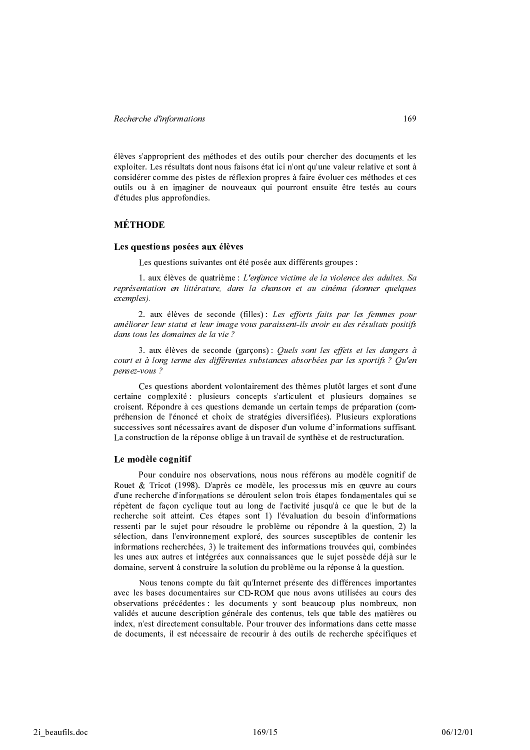élèves s'approprient des méthodes et des outils pour chercher des documents et les exploiter. Les résultats dont nous faisons état ici n'ont qu'une valeur relative et sont à considérer comme des pistes de réflexion propres à faire évoluer ces méthodes et ces outils ou à en imaginer de nouveaux qui pourront ensuite être testés au cours d'études plus approfondies.

## MÉTHODE

### Les questions posées aux élèves

Les questions suivantes ont été posée aux différents groupes :

1. aux élèves de quatrième : *L'enfance victime de la violence des adultes. Sa représentation en littérature, dans la chanson et au cinéma (donner quelques exemples).*

2. aux élèves de seconde (filles) : *Les efforts faits par les femmes pour améliorer leur statut et leur image vous paraissent-ils avoir eu des résultats positifs dans tous les domaines de la vie ?*

3. aux élèves de seconde (garçons) : *Quels sont les effets et les dangers à court et à long terme des différentes substances absorbées par les sportifs ? Qu'en pensez-vous ?*

Ces questions abordent volontairement des thèmes plutôt larges et sont d'une certaine complexité : plusieurs concepts s'articulent et plusieurs domaines se croisent. Répondre à ces questions demande un certain temps de préparation (compréhension de l'énoncé et choix de stratégies diversifiées). Plusieurs explorations successives sont nécessaires avant de disposer d'un volume d'informations suffisant. La construction de la réponse oblige à un travail de synthèse et de restructuration.

### Le modèle cognitif

Pour conduire nos observations, nous nous référons au modèle cognitif de Rouet & Tricot (1998). D'après ce modèle, les processus mis en œuvre au cours d'une recherche d'informations se déroulent selon trois étapes fondamentales qui se répètent de façon cyclique tout au long de l'activité jusqu'à ce que le but de la recherche soit atteint. Ces étapes sont 1) l'évaluation du besoin d'informations ressenti par le sujet pour résoudre le problème ou répondre à la question, 2) la sélection, dans l'environnement exploré, des sources susceptibles de contenir les informations recherchées, 3) le traitement des informations trouvées qui, combinées les unes aux autres et intégrées aux connaissances que le sujet possède déjà sur le domaine, servent à construire la solution du problème ou la réponse à la question.

Nous tenons compte du fait qu'Internet présente des différences importantes avec les bases documentaires sur CD-ROM que nous avons utilisées au cours des observations précédentes : les documents y sont beaucoup plus nombreux, non validés et aucune description générale des contenus, tels que table des matières ou index, n'est directement consultable. Pour trouver des informations dans cette masse de documents, il est nécessaire de recourir à des outils de recherche spécifiques et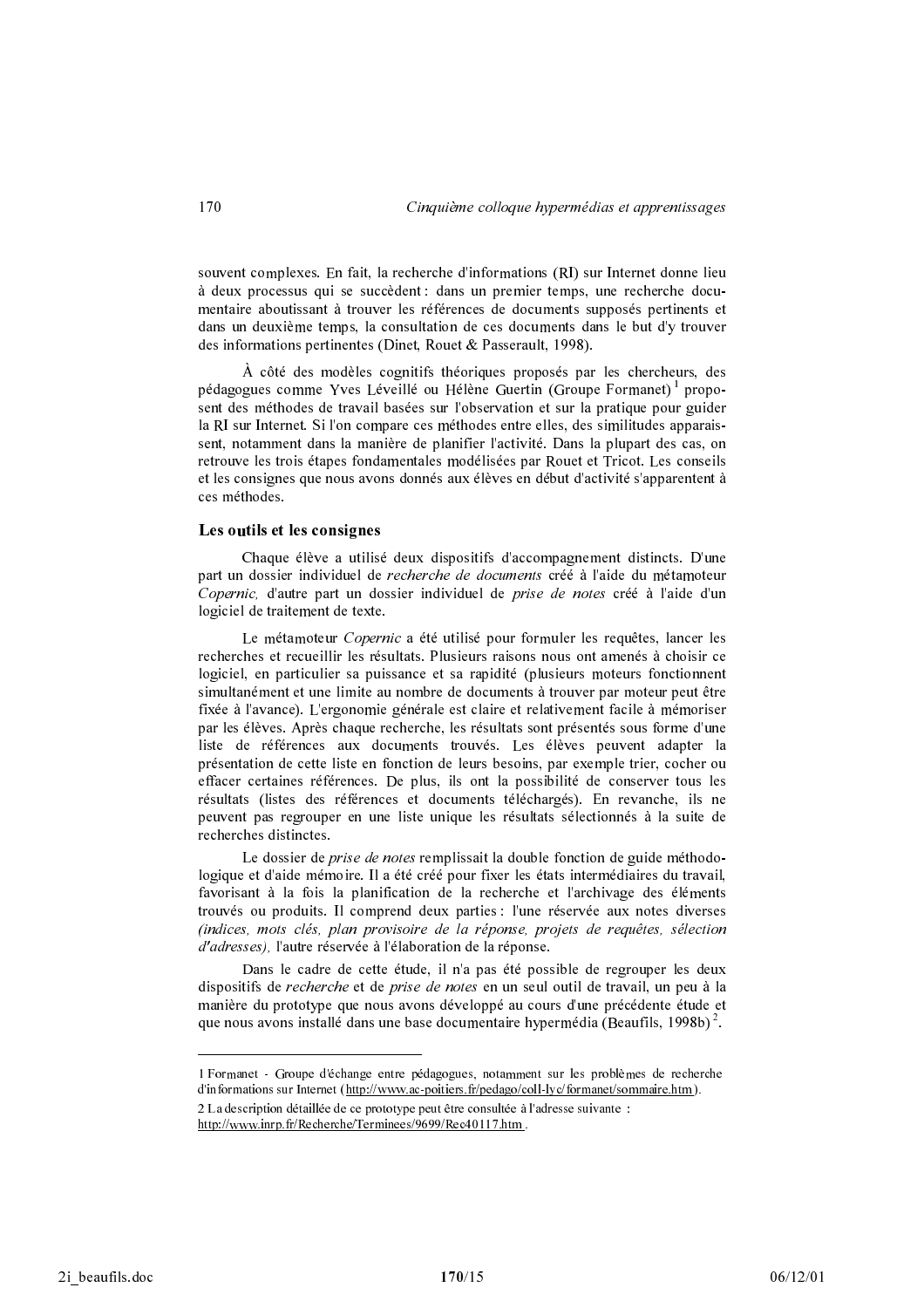souvent complexes. En fait, la recherche d'informations (RI) sur Internet donne lieu à deux processus qui se succèdent : dans un premier temps, une recherche documentaire aboutissant à trouver les références de documents supposés pertinents et dans un deuxième temps, la consultation de ces documents dans le but d'y trouver des informations pertinentes (Dinet, Rouet & Passerault, 1998).

À côté des modèles cognitifs théoriques proposés par les chercheurs, des pédagogues comme Yves Léveillé ou Hélène Guertin (Groupe Formanet) [1] proposent des méthodes de travail basées sur l'observation et sur la pratique pour guider la RI sur Internet. Si l'on compare ces méthodes entre elles, des similitudes apparaissent, notamment dans la manière de planifier l'activité. Dans la plupart des cas, on retrouve les trois étapes fondamentales modélisées par Rouet et Tricot. Les conseils et les consignes que nous avons donnés aux élèves en début d'activité s'apparentent à ces méthodes.

### Les outils et les consignes

Chaque élève a utilisé deux dispositifs d'accompagnement distincts. D'une part un dossier individuel de *recherche de documents* créé à l'aide du métamoteur *Copernic,* d'autre part un dossier individuel de *prise de notes* créé à l'aide d'un logiciel de traitement de texte.

Le métamoteur *Copernic* a été utilisé pour formuler les requêtes, lancer les recherches et recueillir les résultats. Plusieurs raisons nous ont amenés à choisir ce logiciel, en particulier sa puissance et sa rapidité (plusieurs moteurs fonctionnent simultanément et une limite au nombre de documents à trouver par moteur peut être fixée à l'avance). L'ergonomie générale est claire et relativement facile à mémoriser par les élèves. Après chaque recherche, les résultats sont présentés sous forme d'une liste de références aux documents trouvés. Les élèves peuvent adapter la présentation de cette liste en fonction de leurs besoins, par exemple trier, cocher ou effacer certaines références. De plus, ils ont la possibilité de conserver tous les résultats (listes des références et documents téléchargés). En revanche, ils ne peuvent pas regrouper en une liste unique les résultats sélectionnés à la suite de recherches distinctes.

Le dossier de *prise de notes* remplissait la double fonction de guide méthodologique et d'aide mémoire. Il a été créé pour fixer les états intermédiaires du travail, favorisant à la fois la planification de la recherche et l'archivage des éléments trouvés ou produits. Il comprend deux parties : l'une réservée aux notes diverses *(indices, mots clés, plan provisoire de la réponse, projets de requêtes, sélection d'adresses),* l'autre réservée à l'élaboration de la réponse.

Dans le cadre de cette étude, il n'a pas été possible de regrouper les deux dispositifs de *recherche* et de *prise de notes* en un seul outil de travail, un peu à la manière du prototype que nous avons développé au cours d'une précédente étude et que nous avons installé dans une base documentaire hypermédia (Beaufils, 1998b) [2].

---

[1] Formanet - Groupe d'échange entre pédagogues, notamment sur les problèmes de recherche d'informations sur Internet (http://www.ac-poitiers.fr/pedago/coll-lyc/formanet/sommaire.htm).

[2] La description détaillée de ce prototype peut être consultée à l'adresse suivante : http://www.inrp.fr/Recherche/Terminees/9699/Rec40117.htm .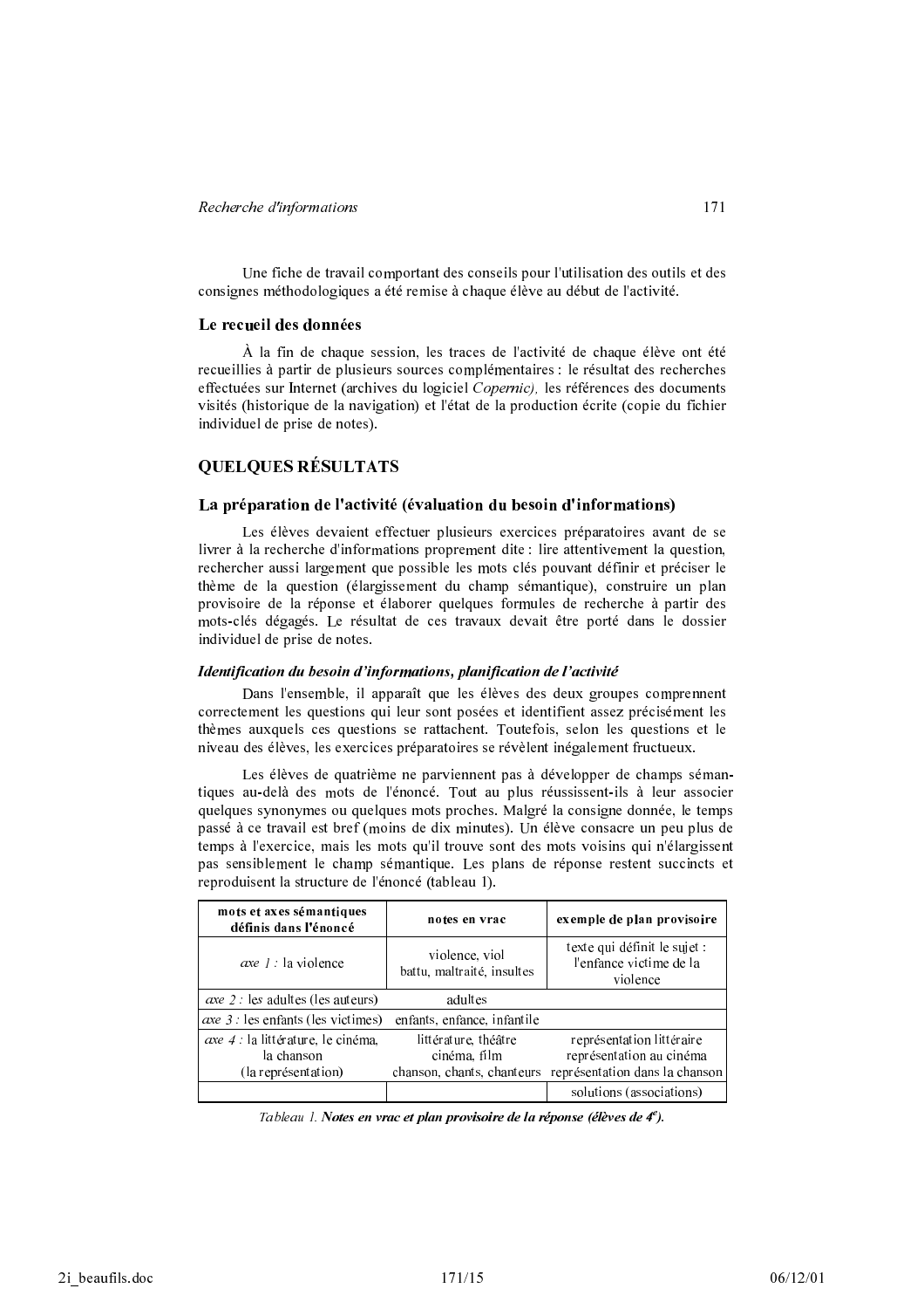Une fiche de travail comportant des conseils pour l'utilisation des outils et des consignes méthodologiques a été remise à chaque élève au début de l'activité.

### Le recueil des données

À la fin de chaque session, les traces de l'activité de chaque élève ont été recueillies à partir de plusieurs sources complémentaires : le résultat des recherches effectuées sur Internet (archives du logiciel *Copernic),* les références des documents visités (historique de la navigation) et l'état de la production écrite (copie du fichier individuel de prise de notes).

## QUELQUES RÉSULTATS

### La préparation de l'activité (évaluation du besoin d'informations)

Les élèves devaient effectuer plusieurs exercices préparatoires avant de se livrer à la recherche d'informations proprement dite : lire attentivement la question, rechercher aussi largement que possible les mots clés pouvant définir et préciser le thème de la question (élargissement du champ sémantique), construire un plan provisoire de la réponse et élaborer quelques formules de recherche à partir des mots-clés dégagés. Le résultat de ces travaux devait être porté dans le dossier individuel de prise de notes.

#### *Identification du besoin d'informations, planification de l'activité*

Dans l'ensemble, il apparaît que les élèves des deux groupes comprennent correctement les questions qui leur sont posées et identifient assez précisément les thèmes auxquels ces questions se rattachent. Toutefois, selon les questions et le niveau des élèves, les exercices préparatoires se révèlent inégalement fructueux.

Les élèves de quatrième ne parviennent pas à développer de champs sémantiques au-delà des mots de l'énoncé. Tout au plus réussissent-ils à leur associer quelques synonymes ou quelques mots proches. Malgré la consigne donnée, le temps passé à ce travail est bref (moins de dix minutes). Un élève consacre un peu plus de temps à l'exercice, mais les mots qu'il trouve sont des mots voisins qui n'élargissent pas sensiblement le champ sémantique. Les plans de réponse restent succincts et reproduisent la structure de l'énoncé (tableau 1).

| mots et axes sémantiques définis dans l'énoncé | notes en vrac | exemple de plan provisoire |
|---|---|---|
| *axe 1 :* la violence | violence, viol<br>battu, maltraité, insultes | texte qui définit le sujet : l'enfance victime de la violence |
| *axe 2 :* les adultes (les auteurs) | adultes | |
| *axe 3 :* les enfants (les victimes) | enfants, enfance, infantile | |
| *axe 4 :* la littérature, le cinéma, la chanson (la représentation) | littérature, théâtre<br>cinéma, film<br>chanson, chants, chanteurs | représentation littéraire<br>représentation au cinéma<br>représentation dans la chanson |
| | | solutions (associations) |

*Tableau 1.* ***Notes en vrac et plan provisoire de la réponse (élèves de 4^e^).***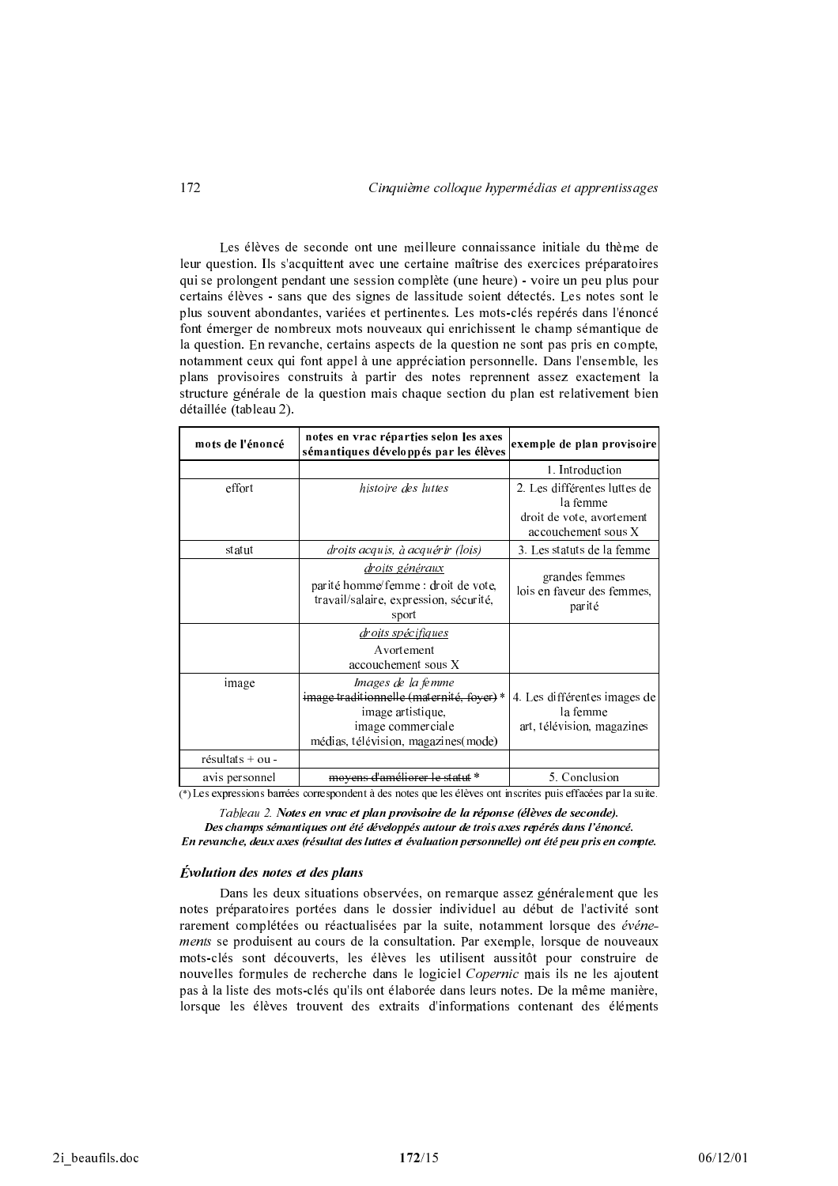Les élèves de seconde ont une meilleure connaissance initiale du thème de leur question. Ils s'acquittent avec une certaine maîtrise des exercices préparatoires qui se prolongent pendant une session complète (une heure) - voire un peu plus pour certains élèves - sans que des signes de lassitude soient détectés. Les notes sont le plus souvent abondantes, variées et pertinentes. Les mots-clés repérés dans l'énoncé font émerger de nombreux mots nouveaux qui enrichissent le champ sémantique de la question. En revanche, certains aspects de la question ne sont pas pris en compte, notamment ceux qui font appel à une appréciation personnelle. Dans l'ensemble, les plans provisoires construits à partir des notes reprennent assez exactement la structure générale de la question mais chaque section du plan est relativement bien détaillée (tableau 2).

| **mots de l'énoncé** | **notes en vrac réparties selon les axes sémantiques développés par les élèves** | **exemple de plan provisoire** |
|---|---|---|
| | | 1. Introduction |
| effort | *histoire des luttes* | 2. Les différentes luttes de la femme<br>droit de vote, avortement accouchement sous X |
| statut | *droits acquis, à acquérir (lois)* | 3. Les statuts de la femme |
| | <u>*droits généraux*</u><br>parité homme/femme : droit de vote, travail/salaire, expression, sécurité, sport | grandes femmes<br>lois en faveur des femmes, parité |
| | <u>*droits spécifiques*</u><br>Avortement<br>accouchement sous X | |
| image | *Images de la femme*<br>~~image traditionnelle (maternité, foyer)~~ *<br>image artistique,<br>image commerciale<br>médias, télévision, magazines(mode) | 4. Les différentes images de la femme<br>art, télévision, magazines |
| résultats + ou - | | |
| avis personnel | ~~moyens d'améliorer le statut~~ * | 5. Conclusion |

(*) Les expressions barrées correspondent à des notes que les élèves ont inscrites puis effacées par la suite.

*Tableau 2.* ***Notes en vrac et plan provisoire de la réponse (élèves de seconde).***
***Des champs sémantiques ont été développés autour de trois axes repérés dans l'énoncé.***
***En revanche, deux axes (résultat des luttes et évaluation personnelle) ont été peu pris en compte.***

### *Évolution des notes et des plans*

Dans les deux situations observées, on remarque assez généralement que les notes préparatoires portées dans le dossier individuel au début de l'activité sont rarement complétées ou réactualisées par la suite, notamment lorsque des *événements* se produisent au cours de la consultation. Par exemple, lorsque de nouveaux mots-clés sont découverts, les élèves les utilisent aussitôt pour construire de nouvelles formules de recherche dans le logiciel *Copernic* mais ils ne les ajoutent pas à la liste des mots-clés qu'ils ont élaborée dans leurs notes. De la même manière, lorsque les élèves trouvent des extraits d'informations contenant des éléments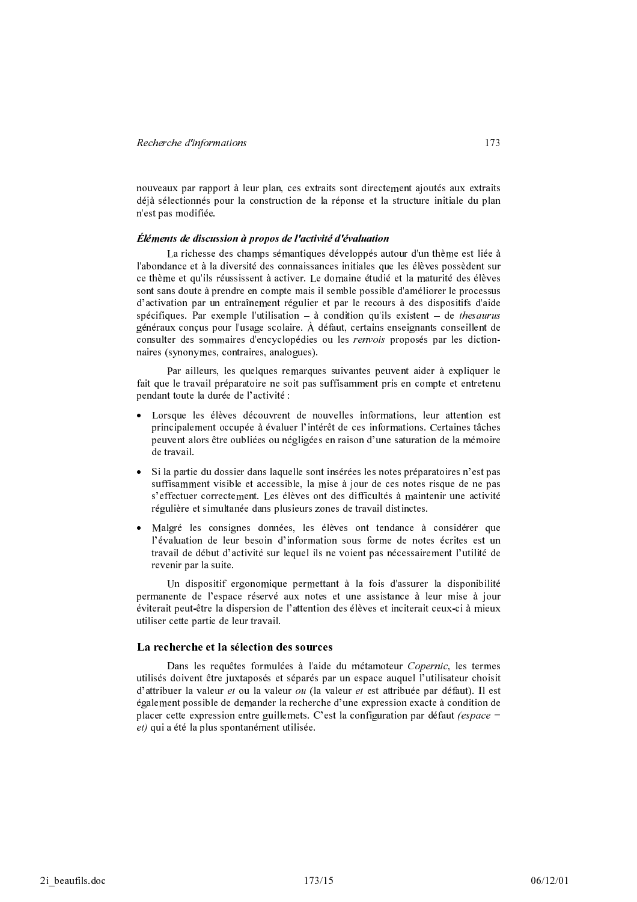nouveaux par rapport à leur plan, ces extraits sont directement ajoutés aux extraits déjà sélectionnés pour la construction de la réponse et la structure initiale du plan n'est pas modifiée.

#### *Éléments de discussion à propos de l'activité d'évaluation*

La richesse des champs sémantiques développés autour d'un thème est liée à l'abondance et à la diversité des connaissances initiales que les élèves possèdent sur ce thème et qu'ils réussissent à activer. Le domaine étudié et la maturité des élèves sont sans doute à prendre en compte mais il semble possible d'améliorer le processus d'activation par un entraînement régulier et par le recours à des dispositifs d'aide spécifiques. Par exemple l'utilisation – à condition qu'ils existent – de *thesaurus* généraux conçus pour l'usage scolaire. À défaut, certains enseignants conseillent de consulter des sommaires d'encyclopédies ou les *renvois* proposés par les dictionnaires (synonymes, contraires, analogues).

Par ailleurs, les quelques remarques suivantes peuvent aider à expliquer le fait que le travail préparatoire ne soit pas suffisamment pris en compte et entretenu pendant toute la durée de l'activité :

- Lorsque les élèves découvrent de nouvelles informations, leur attention est principalement occupée à évaluer l'intérêt de ces informations. Certaines tâches peuvent alors être oubliées ou négligées en raison d'une saturation de la mémoire de travail.
- Si la partie du dossier dans laquelle sont insérées les notes préparatoires n'est pas suffisamment visible et accessible, la mise à jour de ces notes risque de ne pas s'effectuer correctement. Les élèves ont des difficultés à maintenir une activité régulière et simultanée dans plusieurs zones de travail distinctes.
- Malgré les consignes données, les élèves ont tendance à considérer que l'évaluation de leur besoin d'information sous forme de notes écrites est un travail de début d'activité sur lequel ils ne voient pas nécessairement l'utilité de revenir par la suite.

Un dispositif ergonomique permettant à la fois d'assurer la disponibilité permanente de l'espace réservé aux notes et une assistance à leur mise à jour éviterait peut-être la dispersion de l'attention des élèves et inciterait ceux-ci à mieux utiliser cette partie de leur travail.

### La recherche et la sélection des sources

Dans les requêtes formulées à l'aide du métamoteur *Copernic*, les termes utilisés doivent être juxtaposés et séparés par un espace auquel l'utilisateur choisit d'attribuer la valeur *et* ou la valeur *ou* (la valeur *et* est attribuée par défaut). Il est également possible de demander la recherche d'une expression exacte à condition de placer cette expression entre guillemets. C'est la configuration par défaut *(espace = et)* qui a été la plus spontanément utilisée.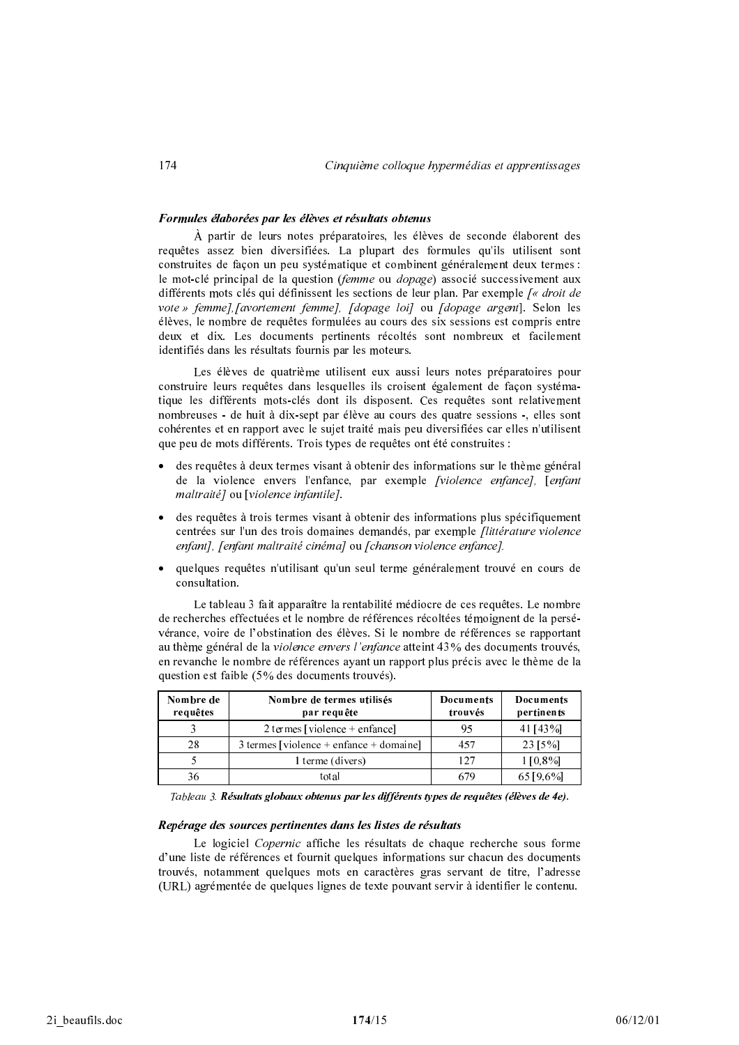#### *Formules élaborées par les élèves et résultats obtenus*

À partir de leurs notes préparatoires, les élèves de seconde élaborent des requêtes assez bien diversifiées. La plupart des formules qu'ils utilisent sont construites de façon un peu systématique et combinent généralement deux termes : le mot-clé principal de la question (*femme* ou *dopage*) associé successivement aux différents mots clés qui définissent les sections de leur plan. Par exemple *[« droit de vote » femme]*,*[avortement femme]*, *[dopage loi]* ou *[dopage argent]*. Selon les élèves, le nombre de requêtes formulées au cours des six sessions est compris entre deux et dix. Les documents pertinents récoltés sont nombreux et facilement identifiés dans les résultats fournis par les moteurs.

Les élèves de quatrième utilisent eux aussi leurs notes préparatoires pour construire leurs requêtes dans lesquelles ils croisent également de façon systématique les différents mots-clés dont ils disposent. Ces requêtes sont relativement nombreuses - de huit à dix-sept par élève au cours des quatre sessions -, elles sont cohérentes et en rapport avec le sujet traité mais peu diversifiées car elles n'utilisent que peu de mots différents. Trois types de requêtes ont été construites :

- des requêtes à deux termes visant à obtenir des informations sur le thème général de la violence envers l'enfance, par exemple *[violence enfance]*, [*enfant maltraité]* ou [*violence infantile]*.
- des requêtes à trois termes visant à obtenir des informations plus spécifiquement centrées sur l'un des trois domaines demandés, par exemple *[littérature violence enfant]*, *[enfant maltraité cinéma]* ou *[chanson violence enfance]*.
- quelques requêtes n'utilisant qu'un seul terme généralement trouvé en cours de consultation.

Le tableau 3 fait apparaître la rentabilité médiocre de ces requêtes. Le nombre de recherches effectuées et le nombre de références récoltées témoignent de la persévérance, voire de l'obstination des élèves. Si le nombre de références se rapportant au thème général de la *violence envers l'enfance* atteint 43% des documents trouvés, en revanche le nombre de références ayant un rapport plus précis avec le thème de la question est faible (5% des documents trouvés).

| Nombre de requêtes | Nombre de termes utilisés par requête | Documents trouvés | Documents pertinents |
|---|---|---|---|
| 3 | 2 termes [violence + enfance] | 95 | 41 [43%] |
| 28 | 3 termes [violence + enfance + domaine] | 457 | 23 [5%] |
| 5 | 1 terme (divers) | 127 | 1 [0,8%] |
| 36 | total | 679 | 65 [9,6%] |

*Tableau 3.* ***Résultats globaux obtenus par les différents types de requêtes (élèves de 4e).***

#### *Repérage des sources pertinentes dans les listes de résultats*

Le logiciel *Copernic* affiche les résultats de chaque recherche sous forme d'une liste de références et fournit quelques informations sur chacun des documents trouvés, notamment quelques mots en caractères gras servant de titre, l'adresse (URL) agrémentée de quelques lignes de texte pouvant servir à identifier le contenu.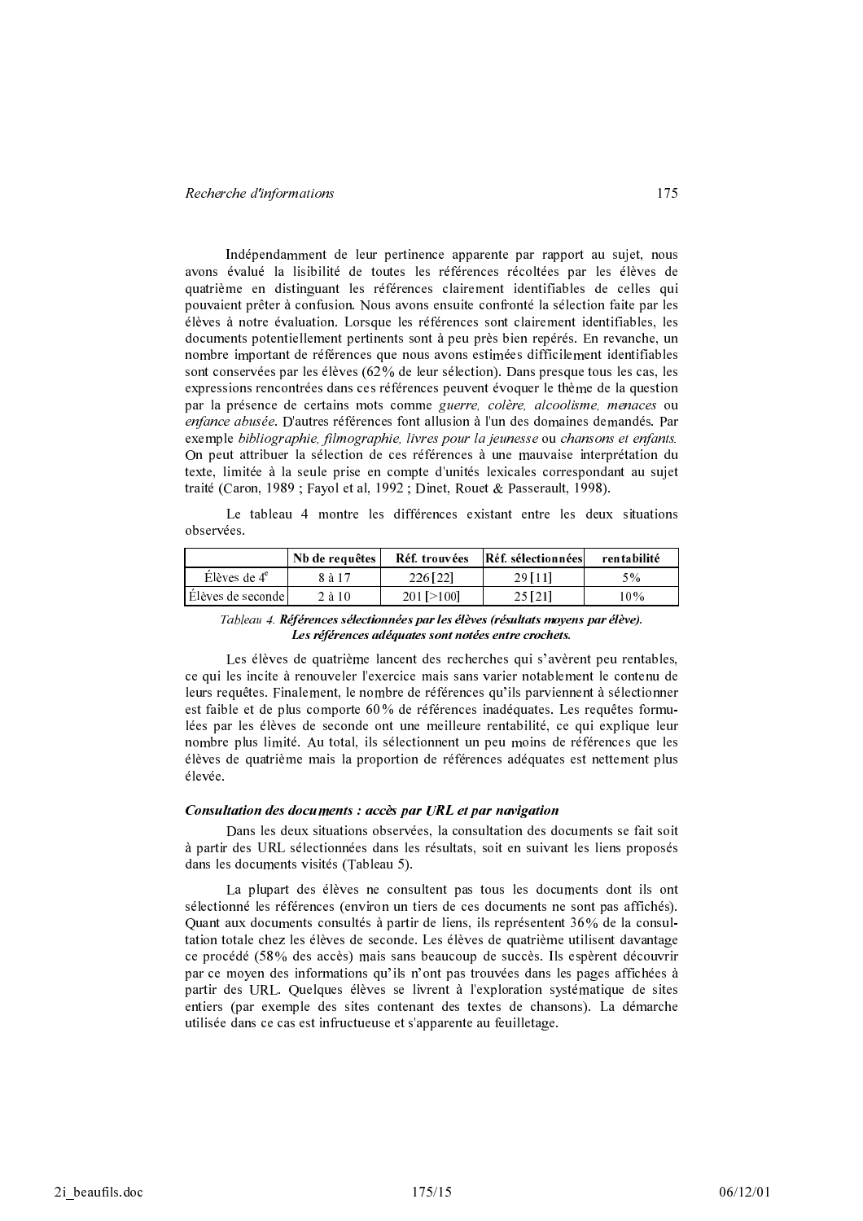Indépendamment de leur pertinence apparente par rapport au sujet, nous avons évalué la lisibilité de toutes les références récoltées par les élèves de quatrième en distinguant les références clairement identifiables de celles qui pouvaient prêter à confusion. Nous avons ensuite confronté la sélection faite par les élèves à notre évaluation. Lorsque les références sont clairement identifiables, les documents potentiellement pertinents sont à peu près bien repérés. En revanche, un nombre important de références que nous avons estimées difficilement identifiables sont conservées par les élèves (62% de leur sélection). Dans presque tous les cas, les expressions rencontrées dans ces références peuvent évoquer le thème de la question par la présence de certains mots comme *guerre, colère, alcoolisme, menaces* ou *enfance abusée*. D'autres références font allusion à l'un des domaines demandés. Par exemple *bibliographie, filmographie, livres pour la jeunesse* ou *chansons et enfants.* On peut attribuer la sélection de ces références à une mauvaise interprétation du texte, limitée à la seule prise en compte d'unités lexicales correspondant au sujet traité (Caron, 1989 ; Fayol et al, 1992 ; Dinet, Rouet & Passerault, 1998).

Le tableau 4 montre les différences existant entre les deux situations observées.

| | Nb de requêtes | Réf. trouvées | Réf. sélectionnées | rentabilité |
|---|---|---|---|---|
| Élèves de 4[e] | 8 à 17 | 226 [22] | 29 [11] | 5% |
| Élèves de seconde | 2 à 10 | 201 [>100] | 25 [21] | 10% |

*Tableau 4.* ***Références sélectionnées par les élèves (résultats moyens par élève). Les références adéquates sont notées entre crochets.***

Les élèves de quatrième lancent des recherches qui s'avèrent peu rentables, ce qui les incite à renouveler l'exercice mais sans varier notablement le contenu de leurs requêtes. Finalement, le nombre de références qu'ils parviennent à sélectionner est faible et de plus comporte 60% de références inadéquates. Les requêtes formulées par les élèves de seconde ont une meilleure rentabilité, ce qui explique leur nombre plus limité. Au total, ils sélectionnent un peu moins de références que les élèves de quatrième mais la proportion de références adéquates est nettement plus élevée.

### *Consultation des documents : accès par URL et par navigation*

Dans les deux situations observées, la consultation des documents se fait soit à partir des URL sélectionnées dans les résultats, soit en suivant les liens proposés dans les documents visités (Tableau 5).

La plupart des élèves ne consultent pas tous les documents dont ils ont sélectionné les références (environ un tiers de ces documents ne sont pas affichés). Quant aux documents consultés à partir de liens, ils représentent 36% de la consultation totale chez les élèves de seconde. Les élèves de quatrième utilisent davantage ce procédé (58% des accès) mais sans beaucoup de succès. Ils espèrent découvrir par ce moyen des informations qu'ils n'ont pas trouvées dans les pages affichées à partir des URL. Quelques élèves se livrent à l'exploration systématique de sites entiers (par exemple des sites contenant des textes de chansons). La démarche utilisée dans ce cas est infructueuse et s'apparente au feuilletage.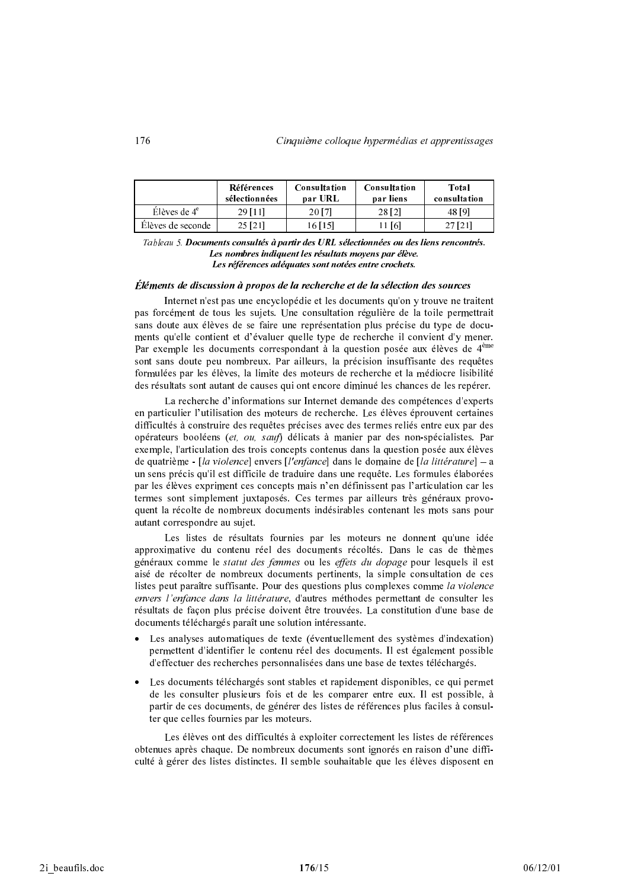| | Références sélectionnées | Consultation par URL | Consultation par liens | Total consultation |
|---|---|---|---|---|
| Élèves de 4e | 29 [11] | 20 [7] | 28 [2] | 48 [9] |
| Élèves de seconde | 25 [21] | 16 [15] | 11 [6] | 27 [21] |

Tableau 5. **Documents consultés à partir des URL sélectionnées ou des liens rencontrés. Les nombres indiquent les résultats moyens par élève. Les références adéquates sont notées entre crochets.**

### *Éléments de discussion à propos de la recherche et de la sélection des sources*

Internet n'est pas une encyclopédie et les documents qu'on y trouve ne traitent pas forcément de tous les sujets. Une consultation régulière de la toile permettrait sans doute aux élèves de se faire une représentation plus précise du type de documents qu'elle contient et d'évaluer quelle type de recherche il convient d'y mener. Par exemple les documents correspondant à la question posée aux élèves de 4ème sont sans doute peu nombreux. Par ailleurs, la précision insuffisante des requêtes formulées par les élèves, la limite des moteurs de recherche et la médiocre lisibilité des résultats sont autant de causes qui ont encore diminué les chances de les repérer.

La recherche d'informations sur Internet demande des compétences d'experts en particulier l'utilisation des moteurs de recherche. Les élèves éprouvent certaines difficultés à construire des requêtes précises avec des termes reliés entre eux par des opérateurs booléens (*et, ou, sauf*) délicats à manier par des non-spécialistes. Par exemple, l'articulation des trois concepts contenus dans la question posée aux élèves de quatrième - [*la violence*] envers [*l'enfance*] dans le domaine de [*la littérature*] – a un sens précis qu'il est difficile de traduire dans une requête. Les formules élaborées par les élèves expriment ces concepts mais n'en définissent pas l'articulation car les termes sont simplement juxtaposés. Ces termes par ailleurs très généraux provoquent la récolte de nombreux documents indésirables contenant les mots sans pour autant correspondre au sujet.

Les listes de résultats fournies par les moteurs ne donnent qu'une idée approximative du contenu réel des documents récoltés. Dans le cas de thèmes généraux comme le *statut des femmes* ou les *effets du dopage* pour lesquels il est aisé de récolter de nombreux documents pertinents, la simple consultation de ces listes peut paraître suffisante. Pour des questions plus complexes comme *la violence envers l'enfance dans la littérature*, d'autres méthodes permettant de consulter les résultats de façon plus précise doivent être trouvées. La constitution d'une base de documents téléchargés paraît une solution intéressante.

- Les analyses automatiques de texte (éventuellement des systèmes d'indexation) permettent d'identifier le contenu réel des documents. Il est également possible d'effectuer des recherches personnalisées dans une base de textes téléchargés.
- Les documents téléchargés sont stables et rapidement disponibles, ce qui permet de les consulter plusieurs fois et de les comparer entre eux. Il est possible, à partir de ces documents, de générer des listes de références plus faciles à consulter que celles fournies par les moteurs.

Les élèves ont des difficultés à exploiter correctement les listes de références obtenues après chaque. De nombreux documents sont ignorés en raison d'une difficulté à gérer des listes distinctes. Il semble souhaitable que les élèves disposent en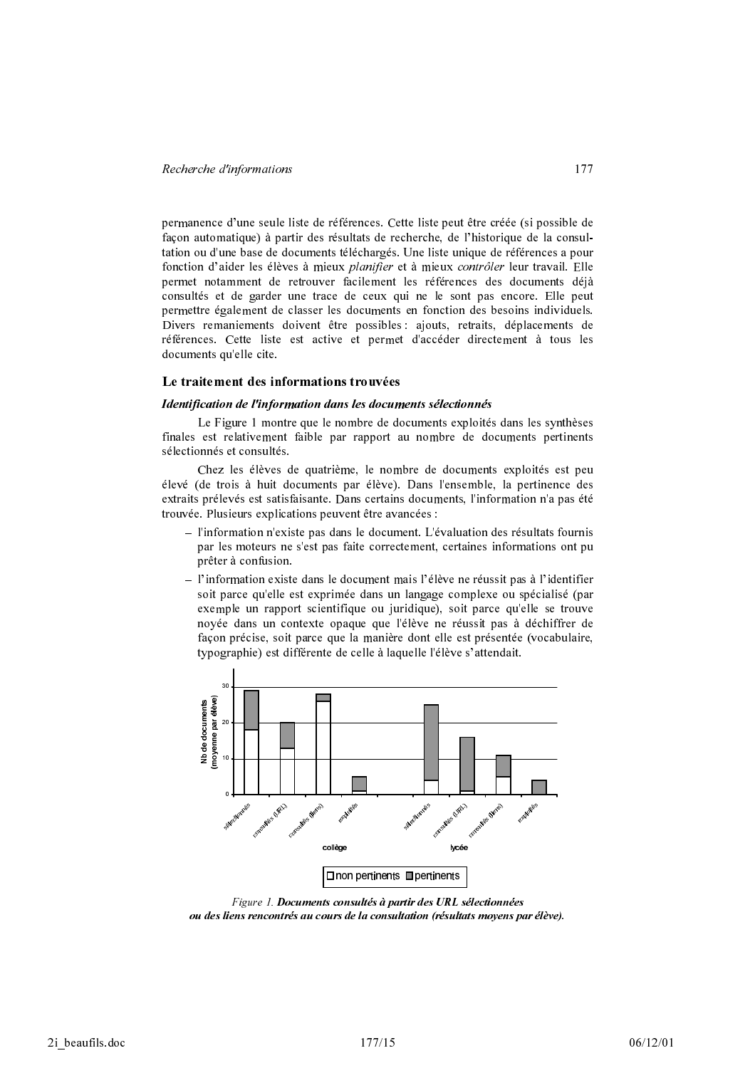permanence d'une seule liste de références. Cette liste peut être créée (si possible de façon automatique) à partir des résultats de recherche, de l'historique de la consultation ou d'une base de documents téléchargés. Une liste unique de références a pour fonction d'aider les élèves à mieux *planifier* et à mieux *contrôler* leur travail. Elle permet notamment de retrouver facilement les références des documents déjà consultés et de garder une trace de ceux qui ne le sont pas encore. Elle peut permettre également de classer les documents en fonction des besoins individuels. Divers remaniements doivent être possibles : ajouts, retraits, déplacements de références. Cette liste est active et permet d'accéder directement à tous les documents qu'elle cite.

## Le traitement des informations trouvées

### *Identification de l'information dans les documents sélectionnés*

Le Figure 1 montre que le nombre de documents exploités dans les synthèses finales est relativement faible par rapport au nombre de documents pertinents sélectionnés et consultés.

Chez les élèves de quatrième, le nombre de documents exploités est peu élevé (de trois à huit documents par élève). Dans l'ensemble, la pertinence des extraits prélevés est satisfaisante. Dans certains documents, l'information n'a pas été trouvée. Plusieurs explications peuvent être avancées :

- l'information n'existe pas dans le document. L'évaluation des résultats fournis par les moteurs ne s'est pas faite correctement, certaines informations ont pu prêter à confusion.
- l'information existe dans le document mais l'élève ne réussit pas à l'identifier soit parce qu'elle est exprimée dans un langage complexe ou spécialisé (par exemple un rapport scientifique ou juridique), soit parce qu'elle se trouve noyée dans un contexte opaque que l'élève ne réussit pas à déchiffrer de façon précise, soit parce que la manière dont elle est présentée (vocabulaire, typographie) est différente de celle à laquelle l'élève s'attendait.

*Figure 1.* ***Documents consultés à partir des URL sélectionnées ou des liens rencontrés au cours de la consultation (résultats moyens par élève).***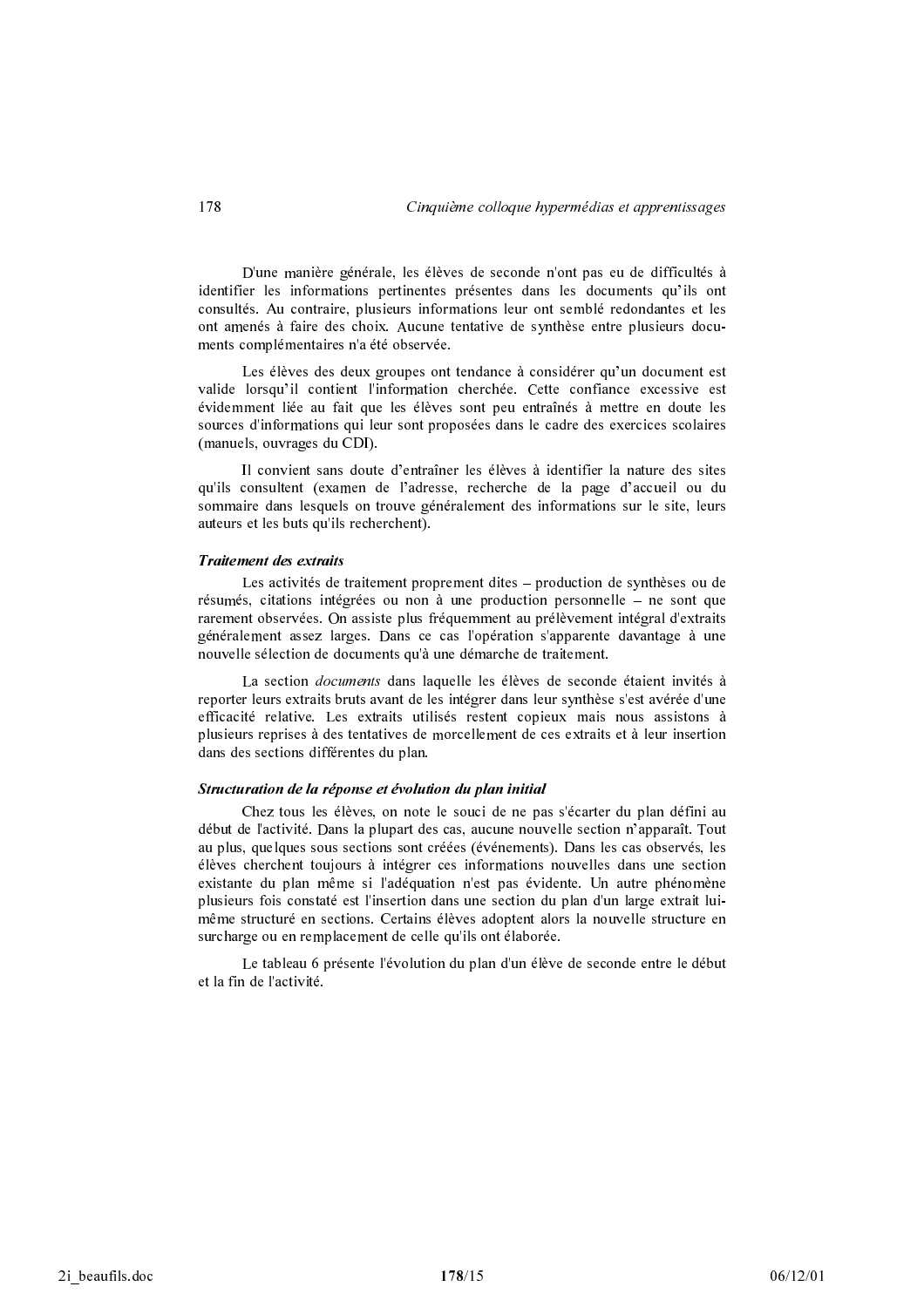D'une manière générale, les élèves de seconde n'ont pas eu de difficultés à identifier les informations pertinentes présentes dans les documents qu'ils ont consultés. Au contraire, plusieurs informations leur ont semblé redondantes et les ont amenés à faire des choix. Aucune tentative de synthèse entre plusieurs documents complémentaires n'a été observée.

Les élèves des deux groupes ont tendance à considérer qu'un document est valide lorsqu'il contient l'information cherchée. Cette confiance excessive est évidemment liée au fait que les élèves sont peu entraînés à mettre en doute les sources d'informations qui leur sont proposées dans le cadre des exercices scolaires (manuels, ouvrages du CDI).

Il convient sans doute d'entraîner les élèves à identifier la nature des sites qu'ils consultent (examen de l'adresse, recherche de la page d'accueil ou du sommaire dans lesquels on trouve généralement des informations sur le site, leurs auteurs et les buts qu'ils recherchent).

#### *Traitement des extraits*

Les activités de traitement proprement dites – production de synthèses ou de résumés, citations intégrées ou non à une production personnelle – ne sont que rarement observées. On assiste plus fréquemment au prélèvement intégral d'extraits généralement assez larges. Dans ce cas l'opération s'apparente davantage à une nouvelle sélection de documents qu'à une démarche de traitement.

La section *documents* dans laquelle les élèves de seconde étaient invités à reporter leurs extraits bruts avant de les intégrer dans leur synthèse s'est avérée d'une efficacité relative. Les extraits utilisés restent copieux mais nous assistons à plusieurs reprises à des tentatives de morcellement de ces extraits et à leur insertion dans des sections différentes du plan.

#### *Structuration de la réponse et évolution du plan initial*

Chez tous les élèves, on note le souci de ne pas s'écarter du plan défini au début de l'activité. Dans la plupart des cas, aucune nouvelle section n'apparaît. Tout au plus, quelques sous sections sont créées (événements). Dans les cas observés, les élèves cherchent toujours à intégrer ces informations nouvelles dans une section existante du plan même si l'adéquation n'est pas évidente. Un autre phénomène plusieurs fois constaté est l'insertion dans une section du plan d'un large extrait lui-même structuré en sections. Certains élèves adoptent alors la nouvelle structure en surcharge ou en remplacement de celle qu'ils ont élaborée.

Le tableau 6 présente l'évolution du plan d'un élève de seconde entre le début et la fin de l'activité.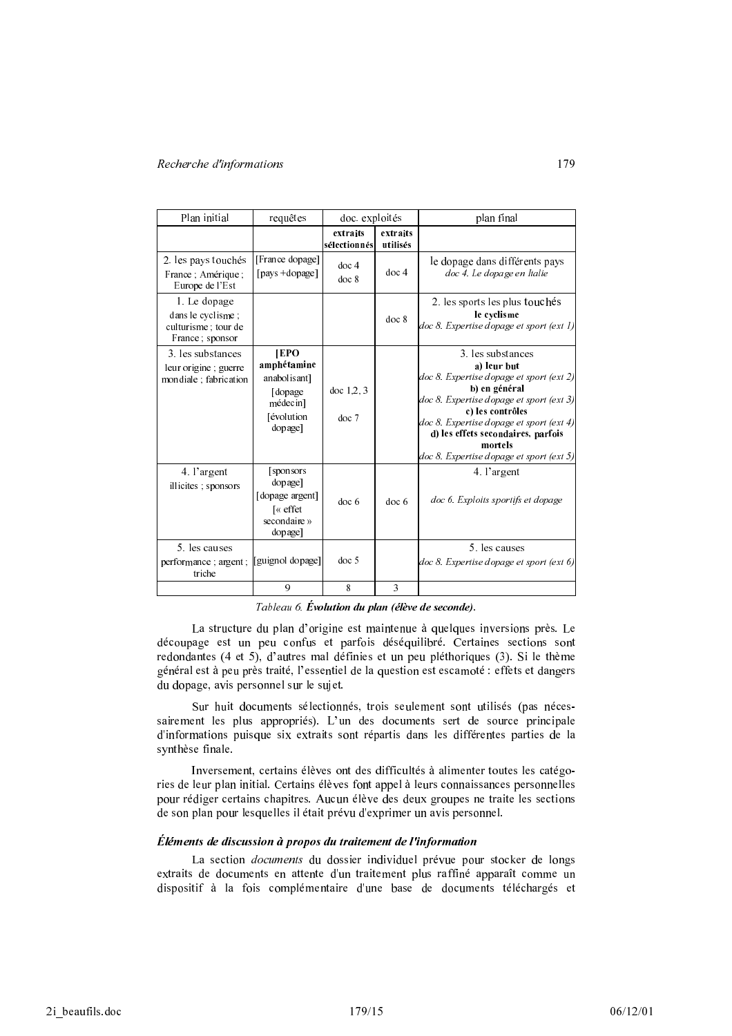| Plan initial | requêtes | doc. exploités | | plan final |
|---|---|---|---|---|
| | | **extraits sélectionnés** | **extraits utilisés** | |
| 2. les pays touchés France ; Amérique ; Europe de l'Est | [France dopage] [pays +dopage] | doc 4 doc 8 | doc 4 | le dopage dans différents pays *doc 4. Le dopage en Italie* |
| 1. Le dopage dans le cyclisme ; culturisme ; tour de France ; sponsor | | | doc 8 | 2. les sports les plus touchés **le cyclisme** *doc 8. Expertise dopage et sport (ext 1)* |
| 3. les substances leur origine ; guerre mondiale ; fabrication | **[EPO amphétamine** anabolisant] [dopage médecin] [évolution dopage] | doc 1,2, 3 doc 7 | | 3. les substances **a) leur but** *doc 8. Expertise dopage et sport (ext 2)* **b) en général** *doc 8. Expertise dopage et sport (ext 3)* **c) les contrôles** *doc 8. Expertise dopage et sport (ext 4)* **d) les effets secondaires, parfois mortels** *doc 8. Expertise dopage et sport (ext 5)* |
| 4. l'argent illicites ; sponsors | [sponsors dopage] [dopage argent] [« effet secondaire » dopage] | doc 6 | doc 6 | 4. l'argent *doc 6. Exploits sportifs et dopage* |
| 5. les causes performance ; argent ; triche | [guignol dopage] | doc 5 | | 5. les causes *doc 8. Expertise dopage et sport (ext 6)* |
| | 9 | 8 | 3 | |

*Tableau 6.* ***Évolution du plan (élève de seconde).***

La structure du plan d'origine est maintenue à quelques inversions près. Le découpage est un peu confus et parfois déséquilibré. Certaines sections sont redondantes (4 et 5), d'autres mal définies et un peu pléthoriques (3). Si le thème général est à peu près traité, l'essentiel de la question est escamoté : effets et dangers du dopage, avis personnel sur le sujet.

Sur huit documents sélectionnés, trois seulement sont utilisés (pas nécessairement les plus appropriés). L'un des documents sert de source principale d'informations puisque six extraits sont répartis dans les différentes parties de la synthèse finale.

Inversement, certains élèves ont des difficultés à alimenter toutes les catégories de leur plan initial. Certains élèves font appel à leurs connaissances personnelles pour rédiger certains chapitres. Aucun élève des deux groupes ne traite les sections de son plan pour lesquelles il était prévu d'exprimer un avis personnel.

### *Éléments de discussion à propos du traitement de l'information*

La section *documents* du dossier individuel prévue pour stocker de longs extraits de documents en attente d'un traitement plus raffiné apparaît comme un dispositif à la fois complémentaire d'une base de documents téléchargés et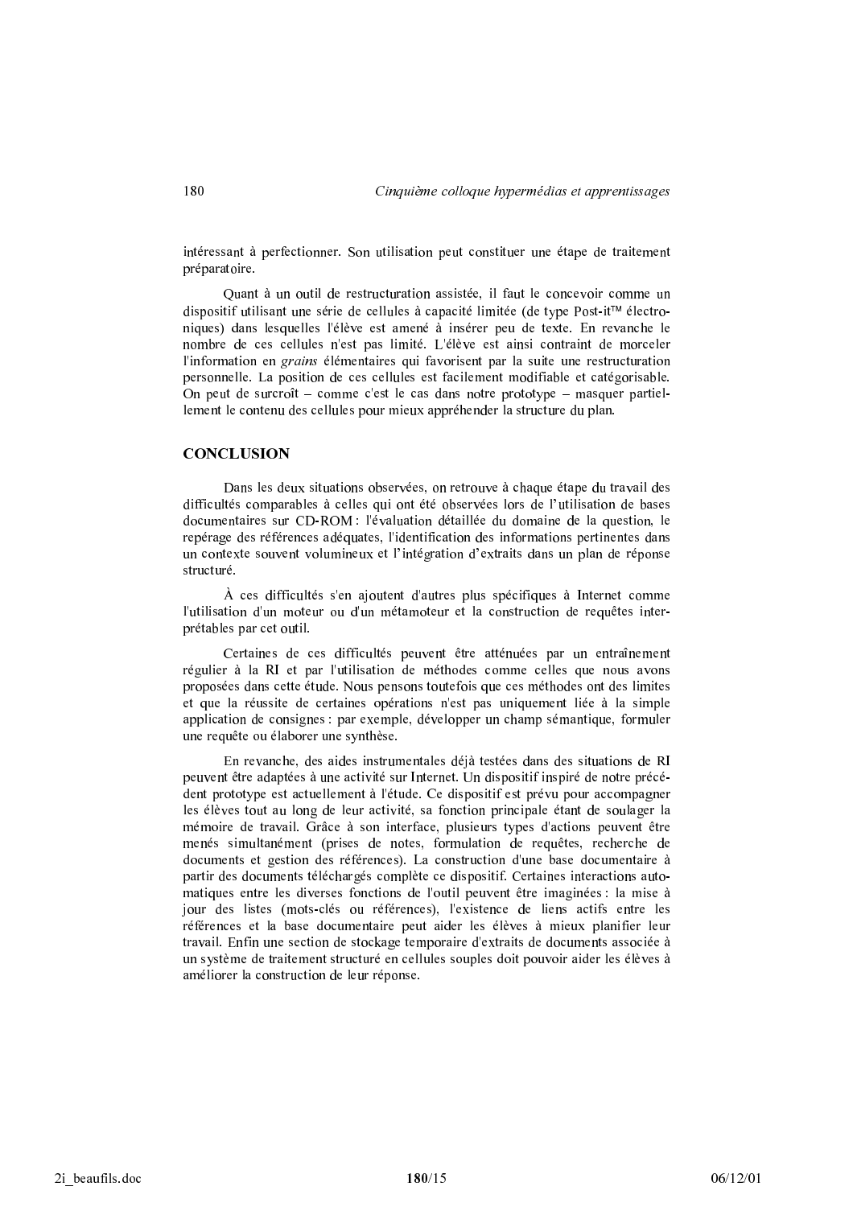intéressant à perfectionner. Son utilisation peut constituer une étape de traitement préparatoire.

Quant à un outil de restructuration assistée, il faut le concevoir comme un dispositif utilisant une série de cellules à capacité limitée (de type Post-it™ électroniques) dans lesquelles l'élève est amené à insérer peu de texte. En revanche le nombre de ces cellules n'est pas limité. L'élève est ainsi contraint de morceler l'information en *grains* élémentaires qui favorisent par la suite une restructuration personnelle. La position de ces cellules est facilement modifiable et catégorisable. On peut de surcroît – comme c'est le cas dans notre prototype – masquer partiellement le contenu des cellules pour mieux appréhender la structure du plan.

## CONCLUSION

Dans les deux situations observées, on retrouve à chaque étape du travail des difficultés comparables à celles qui ont été observées lors de l'utilisation de bases documentaires sur CD-ROM : l'évaluation détaillée du domaine de la question, le repérage des références adéquates, l'identification des informations pertinentes dans un contexte souvent volumineux et l'intégration d'extraits dans un plan de réponse structuré.

À ces difficultés s'en ajoutent d'autres plus spécifiques à Internet comme l'utilisation d'un moteur ou d'un métamoteur et la construction de requêtes interprétables par cet outil.

Certaines de ces difficultés peuvent être atténuées par un entraînement régulier à la RI et par l'utilisation de méthodes comme celles que nous avons proposées dans cette étude. Nous pensons toutefois que ces méthodes ont des limites et que la réussite de certaines opérations n'est pas uniquement liée à la simple application de consignes : par exemple, développer un champ sémantique, formuler une requête ou élaborer une synthèse.

En revanche, des aides instrumentales déjà testées dans des situations de RI peuvent être adaptées à une activité sur Internet. Un dispositif inspiré de notre précédent prototype est actuellement à l'étude. Ce dispositif est prévu pour accompagner les élèves tout au long de leur activité, sa fonction principale étant de soulager la mémoire de travail. Grâce à son interface, plusieurs types d'actions peuvent être menés simultanément (prises de notes, formulation de requêtes, recherche de documents et gestion des références). La construction d'une base documentaire à partir des documents téléchargés complète ce dispositif. Certaines interactions automatiques entre les diverses fonctions de l'outil peuvent être imaginées : la mise à jour des listes (mots-clés ou références), l'existence de liens actifs entre les références et la base documentaire peut aider les élèves à mieux planifier leur travail. Enfin une section de stockage temporaire d'extraits de documents associée à un système de traitement structuré en cellules souples doit pouvoir aider les élèves à améliorer la construction de leur réponse.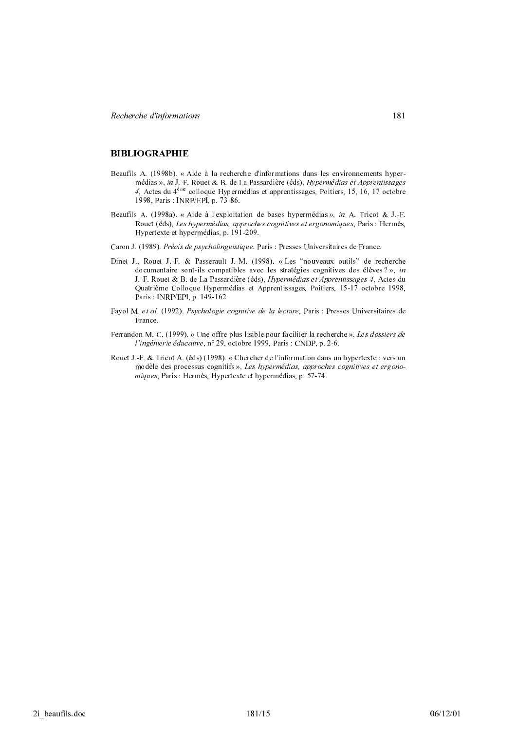## BIBLIOGRAPHIE

Beaufils A. (1998b). « Aide à la recherche d'informations dans les environnements hypermédias », *in* J.-F. Rouet & B. de La Passardière (éds), *Hypermédias et Apprentissages 4*, Actes du 4[ème] colloque Hypermédias et apprentissages, Poitiers, 15, 16, 17 octobre 1998, Paris : INRP/EPI, p. 73-86.

Beaufils A. (1998a). « Aide à l'exploitation de bases hypermédias », *in* A. Tricot & J.-F. Rouet (éds), *Les hypermédias, approches cognitives et ergonomiques*, Paris : Hermès, Hypertexte et hypermédias, p. 191-209.

Caron J. (1989). *Précis de psycholinguistique*. Paris : Presses Universitaires de France.

Dinet J., Rouet J.-F. & Passerault J.-M. (1998). « Les "nouveaux outils" de recherche documentaire sont-ils compatibles avec les stratégies cognitives des élèves ? », *in* J.-F. Rouet & B. de La Passardière (éds), *Hypermédias et Apprentissages 4*, Actes du Quatrième Colloque Hypermédias et Apprentissages, Poitiers, 15-17 octobre 1998, Paris : INRP/EPI, p. 149-162.

Fayol M. *et al.* (1992). *Psychologie cognitive de la lecture*, Paris : Presses Universitaires de France.

Ferrandon M.-C. (1999). « Une offre plus lisible pour faciliter la recherche », *Les dossiers de l'ingénierie éducative*, n° 29, octobre 1999, Paris : CNDP, p. 2-6.

Rouet J.-F. & Tricot A. (éds) (1998). « Chercher de l'information dans un hypertexte : vers un modèle des processus cognitifs », *Les hypermédias, approches cognitives et ergonomiques*, Paris : Hermès, Hypertexte et hypermédias, p. 57-74.